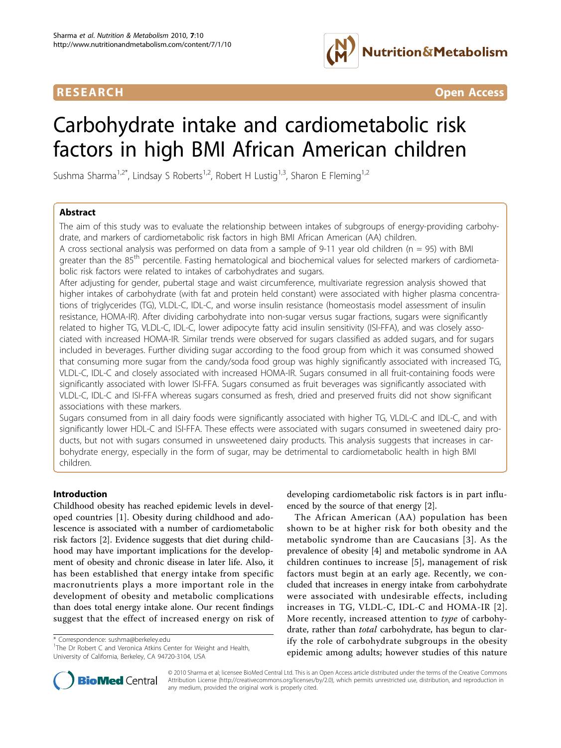**RESEARCH** **Open Access**

# Carbohydrate intake and cardiometabolic risk factors in high BMI African American children

Sushma Sharma[1,2*], Lindsay S Roberts[1,2], Robert H Lustig[1,3], Sharon E Fleming[1,2]

## Abstract

The aim of this study was to evaluate the relationship between intakes of subgroups of energy-providing carbohydrate, and markers of cardiometabolic risk factors in high BMI African American (AA) children.

A cross sectional analysis was performed on data from a sample of 9-11 year old children (n = 95) with BMI greater than the 85[th] percentile. Fasting hematological and biochemical values for selected markers of cardiometabolic risk factors were related to intakes of carbohydrates and sugars.

After adjusting for gender, pubertal stage and waist circumference, multivariate regression analysis showed that higher intakes of carbohydrate (with fat and protein held constant) were associated with higher plasma concentrations of triglycerides (TG), VLDL-C, IDL-C, and worse insulin resistance (homeostasis model assessment of insulin resistance, HOMA-IR). After dividing carbohydrate into non-sugar versus sugar fractions, sugars were significantly related to higher TG, VLDL-C, IDL-C, lower adipocyte fatty acid insulin sensitivity (ISI-FFA), and was closely associated with increased HOMA-IR. Similar trends were observed for sugars classified as added sugars, and for sugars included in beverages. Further dividing sugar according to the food group from which it was consumed showed that consuming more sugar from the candy/soda food group was highly significantly associated with increased TG, VLDL-C, IDL-C and closely associated with increased HOMA-IR. Sugars consumed in all fruit-containing foods were significantly associated with lower ISI-FFA. Sugars consumed as fruit beverages was significantly associated with VLDL-C, IDL-C and ISI-FFA whereas sugars consumed as fresh, dried and preserved fruits did not show significant associations with these markers.

Sugars consumed from in all dairy foods were significantly associated with higher TG, VLDL-C and IDL-C, and with significantly lower HDL-C and ISI-FFA. These effects were associated with sugars consumed in sweetened dairy products, but not with sugars consumed in unsweetened dairy products. This analysis suggests that increases in carbohydrate energy, especially in the form of sugar, may be detrimental to cardiometabolic health in high BMI children.

## Introduction

Childhood obesity has reached epidemic levels in developed countries [1]. Obesity during childhood and adolescence is associated with a number of cardiometabolic risk factors [2]. Evidence suggests that diet during childhood may have important implications for the development of obesity and chronic disease in later life. Also, it has been established that energy intake from specific macronutrients plays a more important role in the development of obesity and metabolic complications than does total energy intake alone. Our recent findings suggest that the effect of increased energy on risk of developing cardiometabolic risk factors is in part influenced by the source of that energy [2].

The African American (AA) population has been shown to be at higher risk for both obesity and the metabolic syndrome than are Caucasians [3]. As the prevalence of obesity [4] and metabolic syndrome in AA children continues to increase [5], management of risk factors must begin at an early age. Recently, we concluded that increases in energy intake from carbohydrate were associated with undesirable effects, including increases in TG, VLDL-C, IDL-C and HOMA-IR [2]. More recently, increased attention to *type* of carbohydrate, rather than *total* carbohydrate, has begun to clarify the role of carbohydrate subgroups in the obesity epidemic among adults; however studies of this nature

\* Correspondence: sushma@berkeley.edu
[1]The Dr Robert C and Veronica Atkins Center for Weight and Health, University of California, Berkeley, CA 94720-3104, USA

© 2010 Sharma et al; licensee BioMed Central Ltd. This is an Open Access article distributed under the terms of the Creative Commons Attribution License (http://creativecommons.org/licenses/by/2.0), which permits unrestricted use, distribution, and reproduction in any medium, provided the original work is properly cited.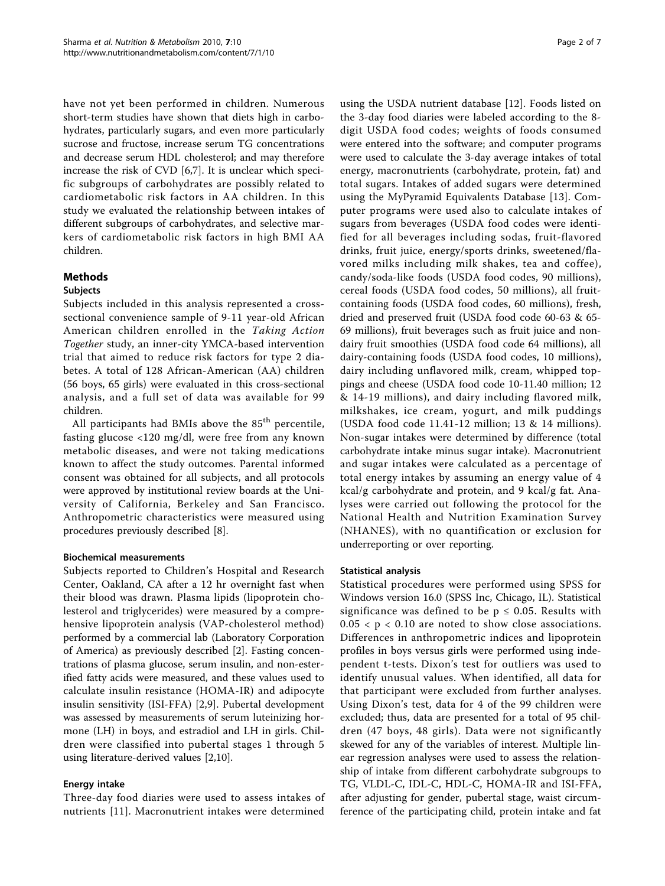have not yet been performed in children. Numerous short-term studies have shown that diets high in carbohydrates, particularly sugars, and even more particularly sucrose and fructose, increase serum TG concentrations and decrease serum HDL cholesterol; and may therefore increase the risk of CVD [6,7]. It is unclear which specific subgroups of carbohydrates are possibly related to cardiometabolic risk factors in AA children. In this study we evaluated the relationship between intakes of different subgroups of carbohydrates, and selective markers of cardiometabolic risk factors in high BMI AA children.

## Methods

### Subjects

Subjects included in this analysis represented a cross-sectional convenience sample of 9-11 year-old African American children enrolled in the *Taking Action Together* study, an inner-city YMCA-based intervention trial that aimed to reduce risk factors for type 2 diabetes. A total of 128 African-American (AA) children (56 boys, 65 girls) were evaluated in this cross-sectional analysis, and a full set of data was available for 99 children.

All participants had BMIs above the $85^{th}$ percentile, fasting glucose <120 mg/dl, were free from any known metabolic diseases, and were not taking medications known to affect the study outcomes. Parental informed consent was obtained for all subjects, and all protocols were approved by institutional review boards at the University of California, Berkeley and San Francisco. Anthropometric characteristics were measured using procedures previously described [8].

#### Biochemical measurements

Subjects reported to Children's Hospital and Research Center, Oakland, CA after a 12 hr overnight fast when their blood was drawn. Plasma lipids (lipoprotein cholesterol and triglycerides) were measured by a comprehensive lipoprotein analysis (VAP-cholesterol method) performed by a commercial lab (Laboratory Corporation of America) as previously described [2]. Fasting concentrations of plasma glucose, serum insulin, and non-esterified fatty acids were measured, and these values used to calculate insulin resistance (HOMA-IR) and adipocyte insulin sensitivity (ISI-FFA) [2,9]. Pubertal development was assessed by measurements of serum luteinizing hormone (LH) in boys, and estradiol and LH in girls. Children were classified into pubertal stages 1 through 5 using literature-derived values [2,10].

#### Energy intake

Three-day food diaries were used to assess intakes of nutrients [11]. Macronutrient intakes were determined using the USDA nutrient database [12]. Foods listed on the 3-day food diaries were labeled according to the 8-digit USDA food codes; weights of foods consumed were entered into the software; and computer programs were used to calculate the 3-day average intakes of total energy, macronutrients (carbohydrate, protein, fat) and total sugars. Intakes of added sugars were determined using the MyPyramid Equivalents Database [13]. Computer programs were used also to calculate intakes of sugars from beverages (USDA food codes were identified for all beverages including sodas, fruit-flavored drinks, fruit juice, energy/sports drinks, sweetened/flavored milks including milk shakes, tea and coffee), candy/soda-like foods (USDA food codes, 90 millions), cereal foods (USDA food codes, 50 millions), all fruit-containing foods (USDA food codes, 60 millions), fresh, dried and preserved fruit (USDA food code 60-63 & 65-69 millions), fruit beverages such as fruit juice and non-dairy fruit smoothies (USDA food code 64 millions), all dairy-containing foods (USDA food codes, 10 millions), dairy including unflavored milk, cream, whipped toppings and cheese (USDA food code 10-11.40 million; 12 & 14-19 millions), and dairy including flavored milk, milkshakes, ice cream, yogurt, and milk puddings (USDA food code 11.41-12 million; 13 & 14 millions). Non-sugar intakes were determined by difference (total carbohydrate intake minus sugar intake). Macronutrient and sugar intakes were calculated as a percentage of total energy intakes by assuming an energy value of 4 kcal/g carbohydrate and protein, and 9 kcal/g fat. Analyses were carried out following the protocol for the National Health and Nutrition Examination Survey (NHANES), with no quantification or exclusion for underreporting or over reporting.

#### Statistical analysis

Statistical procedures were performed using SPSS for Windows version 16.0 (SPSS Inc, Chicago, IL). Statistical significance was defined to be $p \leq 0.05$. Results with $0.05 < p < 0.10$ are noted to show close associations. Differences in anthropometric indices and lipoprotein profiles in boys versus girls were performed using independent t-tests. Dixon's test for outliers was used to identify unusual values. When identified, all data for that participant were excluded from further analyses. Using Dixon's test, data for 4 of the 99 children were excluded; thus, data are presented for a total of 95 children (47 boys, 48 girls). Data were not significantly skewed for any of the variables of interest. Multiple linear regression analyses were used to assess the relationship of intake from different carbohydrate subgroups to TG, VLDL-C, IDL-C, HDL-C, HOMA-IR and ISI-FFA, after adjusting for gender, pubertal stage, waist circumference of the participating child, protein intake and fat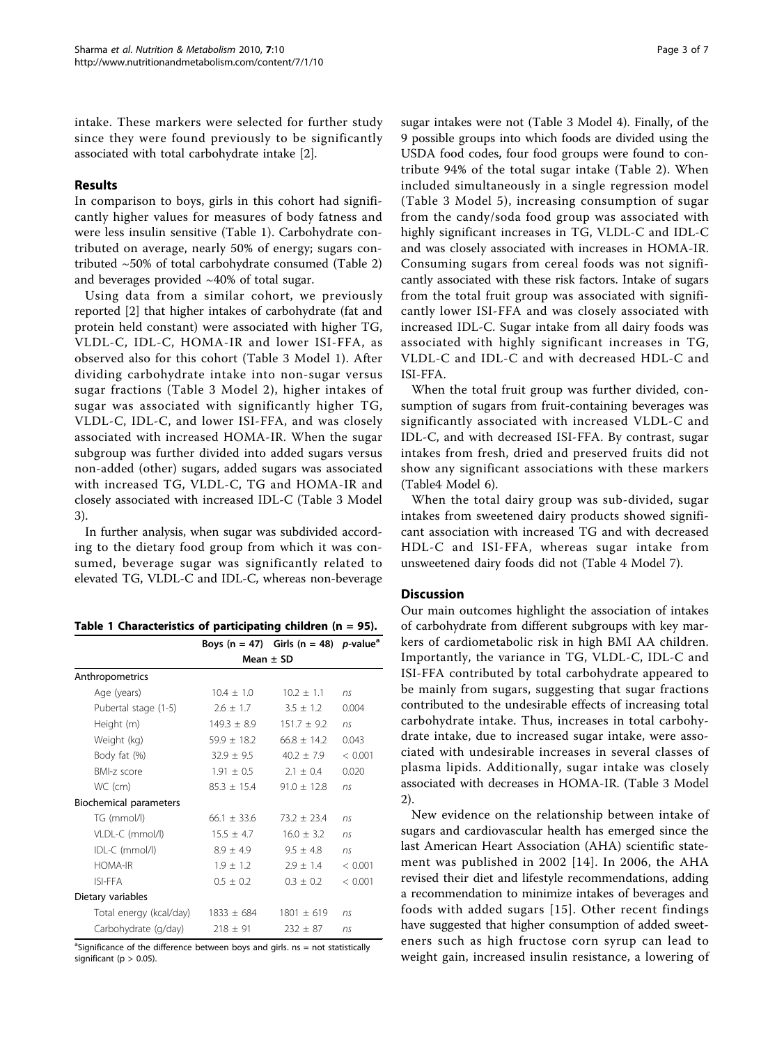intake. These markers were selected for further study since they were found previously to be significantly associated with total carbohydrate intake [2].

## Results

In comparison to boys, girls in this cohort had significantly higher values for measures of body fatness and were less insulin sensitive (Table 1). Carbohydrate contributed on average, nearly 50% of energy; sugars contributed ~50% of total carbohydrate consumed (Table 2) and beverages provided ~40% of total sugar.

Using data from a similar cohort, we previously reported [2] that higher intakes of carbohydrate (fat and protein held constant) were associated with higher TG, VLDL-C, IDL-C, HOMA-IR and lower ISI-FFA, as observed also for this cohort (Table 3 Model 1). After dividing carbohydrate intake into non-sugar versus sugar fractions (Table 3 Model 2), higher intakes of sugar was associated with significantly higher TG, VLDL-C, IDL-C, and lower ISI-FFA, and was closely associated with increased HOMA-IR. When the sugar subgroup was further divided into added sugars versus non-added (other) sugars, added sugars was associated with increased TG, VLDL-C, TG and HOMA-IR and closely associated with increased IDL-C (Table 3 Model 3).

In further analysis, when sugar was subdivided according to the dietary food group from which it was consumed, beverage sugar was significantly related to elevated TG, VLDL-C and IDL-C, whereas non-beverage sugar intakes were not (Table 3 Model 4). Finally, of the 9 possible groups into which foods are divided using the USDA food codes, four food groups were found to contribute 94% of the total sugar intake (Table 2). When included simultaneously in a single regression model (Table 3 Model 5), increasing consumption of sugar from the candy/soda food group was associated with highly significant increases in TG, VLDL-C and IDL-C and was closely associated with increases in HOMA-IR. Consuming sugars from cereal foods was not significantly associated with these risk factors. Intake of sugars from the total fruit group was associated with significantly lower ISI-FFA and was closely associated with increased IDL-C. Sugar intake from all dairy foods was associated with highly significant increases in TG, VLDL-C and IDL-C and with decreased HDL-C and ISI-FFA.

When the total fruit group was further divided, consumption of sugars from fruit-containing beverages was significantly associated with increased VLDL-C and IDL-C, and with decreased ISI-FFA. By contrast, sugar intakes from fresh, dried and preserved fruits did not show any significant associations with these markers (Table4 Model 6).

When the total dairy group was sub-divided, sugar intakes from sweetened dairy products showed significant association with increased TG and with decreased HDL-C and ISI-FFA, whereas sugar intake from unsweetened dairy foods did not (Table 4 Model 7).

**Table 1 Characteristics of participating children (n = 95).**

| | Boys (n = 47) | Girls (n = 48) | *p*-value[a] |
|---|---|---|---|
| | Mean ± SD | | |
| Anthropometrics | | | |
| Age (years) | 10.4 ± 1.0 | 10.2 ± 1.1 | *ns* |
| Pubertal stage (1-5) | 2.6 ± 1.7 | 3.5 ± 1.2 | 0.004 |
| Height (m) | 149.3 ± 8.9 | 151.7 ± 9.2 | *ns* |
| Weight (kg) | 59.9 ± 18.2 | 66.8 ± 14.2 | 0.043 |
| Body fat (%) | 32.9 ± 9.5 | 40.2 ± 7.9 | < 0.001 |
| BMI-z score | 1.91 ± 0.5 | 2.1 ± 0.4 | 0.020 |
| WC (cm) | 85.3 ± 15.4 | 91.0 ± 12.8 | *ns* |
| Biochemical parameters | | | |
| TG (mmol/l) | 66.1 ± 33.6 | 73.2 ± 23.4 | *ns* |
| VLDL-C (mmol/l) | 15.5 ± 4.7 | 16.0 ± 3.2 | *ns* |
| IDL-C (mmol/l) | 8.9 ± 4.9 | 9.5 ± 4.8 | *ns* |
| HOMA-IR | 1.9 ± 1.2 | 2.9 ± 1.4 | < 0.001 |
| ISI-FFA | 0.5 ± 0.2 | 0.3 ± 0.2 | < 0.001 |
| Dietary variables | | | |
| Total energy (kcal/day) | 1833 ± 684 | 1801 ± 619 | *ns* |
| Carbohydrate (g/day) | 218 ± 91 | 232 ± 87 | *ns* |

[a]Significance of the difference between boys and girls. ns = not statistically significant (p > 0.05).

## Discussion

Our main outcomes highlight the association of intakes of carbohydrate from different subgroups with key markers of cardiometabolic risk in high BMI AA children. Importantly, the variance in TG, VLDL-C, IDL-C and ISI-FFA contributed by total carbohydrate appeared to be mainly from sugars, suggesting that sugar fractions contributed to the undesirable effects of increasing total carbohydrate intake. Thus, increases in total carbohydrate intake, due to increased sugar intake, were associated with undesirable increases in several classes of plasma lipids. Additionally, sugar intake was closely associated with decreases in HOMA-IR. (Table 3 Model 2).

New evidence on the relationship between intake of sugars and cardiovascular health has emerged since the last American Heart Association (AHA) scientific statement was published in 2002 [14]. In 2006, the AHA revised their diet and lifestyle recommendations, adding a recommendation to minimize intakes of beverages and foods with added sugars [15]. Other recent findings have suggested that higher consumption of added sweeteners such as high fructose corn syrup can lead to weight gain, increased insulin resistance, a lowering of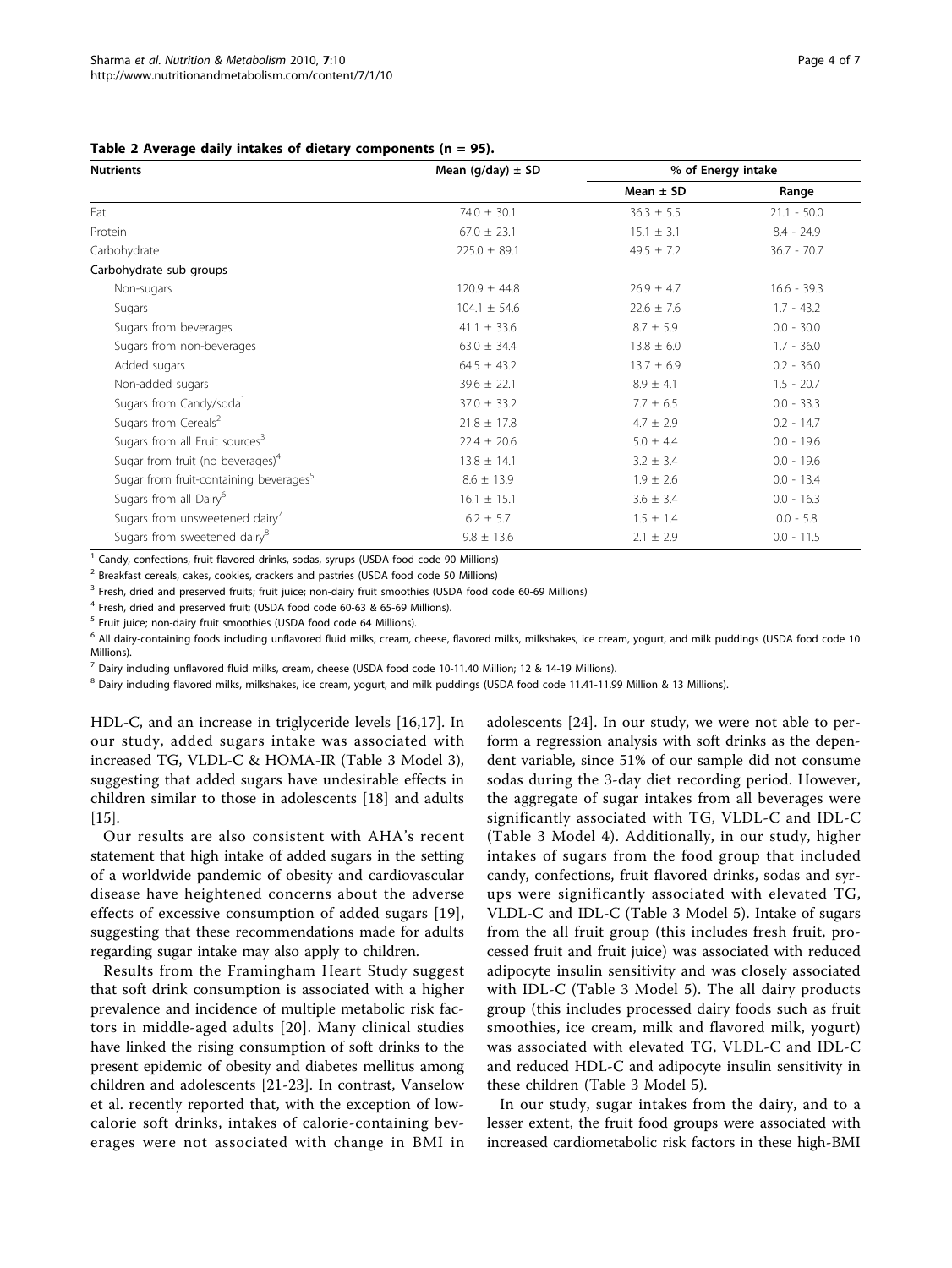**Table 2 Average daily intakes of dietary components (n = 95).**

| Nutrients | Mean (g/day) ± SD | % of Energy intake | |
|---|---|---|---|
| | | Mean ± SD | Range |
| Fat | 74.0 ± 30.1 | 36.3 ± 5.5 | 21.1 - 50.0 |
| Protein | 67.0 ± 23.1 | 15.1 ± 3.1 | 8.4 - 24.9 |
| Carbohydrate | 225.0 ± 89.1 | 49.5 ± 7.2 | 36.7 - 70.7 |
| Carbohydrate sub groups | | | |
| Non-sugars | 120.9 ± 44.8 | 26.9 ± 4.7 | 16.6 - 39.3 |
| Sugars | 104.1 ± 54.6 | 22.6 ± 7.6 | 1.7 - 43.2 |
| Sugars from beverages | 41.1 ± 33.6 | 8.7 ± 5.9 | 0.0 - 30.0 |
| Sugars from non-beverages | 63.0 ± 34.4 | 13.8 ± 6.0 | 1.7 - 36.0 |
| Added sugars | 64.5 ± 43.2 | 13.7 ± 6.9 | 0.2 - 36.0 |
| Non-added sugars | 39.6 ± 22.1 | 8.9 ± 4.1 | 1.5 - 20.7 |
| Sugars from Candy/soda[1] | 37.0 ± 33.2 | 7.7 ± 6.5 | 0.0 - 33.3 |
| Sugars from Cereals[2] | 21.8 ± 17.8 | 4.7 ± 2.9 | 0.2 - 14.7 |
| Sugars from all Fruit sources[3] | 22.4 ± 20.6 | 5.0 ± 4.4 | 0.0 - 19.6 |
| Sugar from fruit (no beverages)[4] | 13.8 ± 14.1 | 3.2 ± 3.4 | 0.0 - 19.6 |
| Sugar from fruit-containing beverages[5] | 8.6 ± 13.9 | 1.9 ± 2.6 | 0.0 - 13.4 |
| Sugars from all Dairy[6] | 16.1 ± 15.1 | 3.6 ± 3.4 | 0.0 - 16.3 |
| Sugars from unsweetened dairy[7] | 6.2 ± 5.7 | 1.5 ± 1.4 | 0.0 - 5.8 |
| Sugars from sweetened dairy[8] | 9.8 ± 13.6 | 2.1 ± 2.9 | 0.0 - 11.5 |

[1] Candy, confections, fruit flavored drinks, sodas, syrups (USDA food code 90 Millions)

[2] Breakfast cereals, cakes, cookies, crackers and pastries (USDA food code 50 Millions)

[3] Fresh, dried and preserved fruits; fruit juice; non-dairy fruit smoothies (USDA food code 60-69 Millions)

[4] Fresh, dried and preserved fruit; (USDA food code 60-63 & 65-69 Millions).

[5] Fruit juice; non-dairy fruit smoothies (USDA food code 64 Millions).

[6] All dairy-containing foods including unflavored fluid milks, cream, cheese, flavored milks, milkshakes, ice cream, yogurt, and milk puddings (USDA food code 10 Millions).

[7] Dairy including unflavored fluid milks, cream, cheese (USDA food code 10-11.40 Million; 12 & 14-19 Millions).

[8] Dairy including flavored milks, milkshakes, ice cream, yogurt, and milk puddings (USDA food code 11.41-11.99 Million & 13 Millions).

HDL-C, and an increase in triglyceride levels [16,17]. In our study, added sugars intake was associated with increased TG, VLDL-C & HOMA-IR (Table 3 Model 3), suggesting that added sugars have undesirable effects in children similar to those in adolescents [18] and adults [15].

Our results are also consistent with AHA's recent statement that high intake of added sugars in the setting of a worldwide pandemic of obesity and cardiovascular disease have heightened concerns about the adverse effects of excessive consumption of added sugars [19], suggesting that these recommendations made for adults regarding sugar intake may also apply to children.

Results from the Framingham Heart Study suggest that soft drink consumption is associated with a higher prevalence and incidence of multiple metabolic risk factors in middle-aged adults [20]. Many clinical studies have linked the rising consumption of soft drinks to the present epidemic of obesity and diabetes mellitus among children and adolescents [21-23]. In contrast, Vanselow et al. recently reported that, with the exception of low-calorie soft drinks, intakes of calorie-containing beverages were not associated with change in BMI in adolescents [24]. In our study, we were not able to perform a regression analysis with soft drinks as the dependent variable, since 51% of our sample did not consume sodas during the 3-day diet recording period. However, the aggregate of sugar intakes from all beverages were significantly associated with TG, VLDL-C and IDL-C (Table 3 Model 4). Additionally, in our study, higher intakes of sugars from the food group that included candy, confections, fruit flavored drinks, sodas and syrups were significantly associated with elevated TG, VLDL-C and IDL-C (Table 3 Model 5). Intake of sugars from the all fruit group (this includes fresh fruit, processed fruit and fruit juice) was associated with reduced adipocyte insulin sensitivity and was closely associated with IDL-C (Table 3 Model 5). The all dairy products group (this includes processed dairy foods such as fruit smoothies, ice cream, milk and flavored milk, yogurt) was associated with elevated TG, VLDL-C and IDL-C and reduced HDL-C and adipocyte insulin sensitivity in these children (Table 3 Model 5).

In our study, sugar intakes from the dairy, and to a lesser extent, the fruit food groups were associated with increased cardiometabolic risk factors in these high-BMI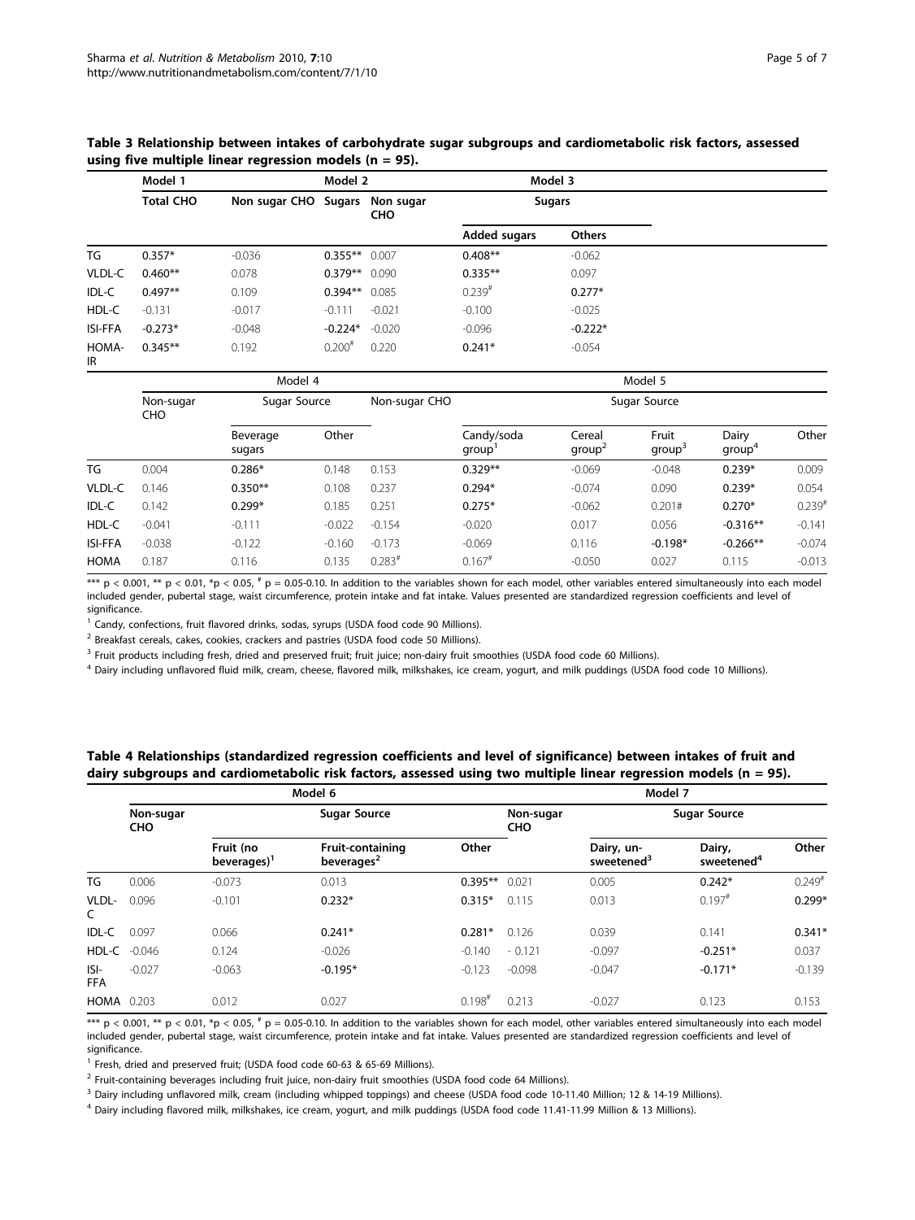**Table 3 Relationship between intakes of carbohydrate sugar subgroups and cardiometabolic risk factors, assessed using five multiple linear regression models (n = 95).**

| | Model 1 | Model 2 | | Model 3 | | |
|---|---|---|---|---|---|---|
| | Total CHO | Non sugar CHO | Sugars | Non sugar CHO | Sugars | |
| | | | | | Added sugars | Others |
| TG | **0.357*** | -0.036 | **0.355**** | 0.007 | **0.408**** | -0.062 |
| VLDL-C | **0.460**** | 0.078 | **0.379**** | 0.090 | **0.335**** | 0.097 |
| IDL-C | **0.497**** | 0.109 | **0.394**** | 0.085 | 0.239# | **0.277*** |
| HDL-C | -0.131 | -0.017 | -0.111 | -0.021 | -0.100 | -0.025 |
| ISI-FFA | **-0.273*** | -0.048 | **-0.224*** | -0.020 | -0.096 | **-0.222*** |
| HOMA-IR | **0.345**** | 0.192 | 0.200# | 0.220 | **0.241*** | -0.054 |

| | Model 4 | | | Model 5 | | | | | |
|---|---|---|---|---|---|---|---|---|---|
| | Non-sugar CHO | Sugar Source | | Non-sugar CHO | Sugar Source | | | | |
| | | Beverage sugars | Other | | Candy/soda group[1] | Cereal group[2] | Fruit group[3] | Dairy group[4] | Other |
| TG | 0.004 | **0.286*** | 0.148 | 0.153 | **0.329**** | -0.069 | -0.048 | **0.239*** | 0.009 |
| VLDL-C | 0.146 | **0.350**** | 0.108 | 0.237 | **0.294*** | -0.074 | 0.090 | **0.239*** | 0.054 |
| IDL-C | 0.142 | **0.299*** | 0.185 | 0.251 | **0.275*** | -0.062 | 0.201# | **0.270*** | 0.239# |
| HDL-C | -0.041 | -0.111 | -0.022 | -0.154 | -0.020 | 0.017 | 0.056 | **-0.316**** | -0.141 |
| ISI-FFA | -0.038 | -0.122 | -0.160 | -0.173 | -0.069 | 0.116 | **-0.198*** | **-0.266**** | -0.074 |
| HOMA | 0.187 | 0.116 | 0.135 | 0.283# | 0.167# | -0.050 | 0.027 | 0.115 | -0.013 |

*** $p < 0.001$, ** $p < 0.01$, * $p < 0.05$, # $p = 0.05$-$0.10$. In addition to the variables shown for each model, other variables entered simultaneously into each model included gender, pubertal stage, waist circumference, protein intake and fat intake. Values presented are standardized regression coefficients and level of significance.

[1] Candy, confections, fruit flavored drinks, sodas, syrups (USDA food code 90 Millions).

[2] Breakfast cereals, cakes, cookies, crackers and pastries (USDA food code 50 Millions).

[3] Fruit products including fresh, dried and preserved fruit; fruit juice; non-dairy fruit smoothies (USDA food code 60 Millions).

[4] Dairy including unflavored fluid milk, cream, cheese, flavored milk, milkshakes, ice cream, yogurt, and milk puddings (USDA food code 10 Millions).

**Table 4 Relationships (standardized regression coefficients and level of significance) between intakes of fruit and dairy subgroups and cardiometabolic risk factors, assessed using two multiple linear regression models (n = 95).**

| | Model 6 | | | | Model 7 | | | |
|---|---|---|---|---|---|---|---|---|
| | Non-sugar CHO | Sugar Source | | | Non-sugar CHO | Sugar Source | | |
| | | Fruit (no beverages)[1] | Fruit-containing beverages[2] | Other | | Dairy, un-sweetened[3] | Dairy, sweetened[4] | Other |
| TG | 0.006 | -0.073 | 0.013 | **0.395**** | 0.021 | 0.005 | **0.242*** | 0.249# |
| VLDL-C | 0.096 | -0.101 | **0.232*** | **0.315*** | 0.115 | 0.013 | 0.197# | **0.299*** |
| IDL-C | 0.097 | 0.066 | **0.241*** | **0.281*** | 0.126 | 0.039 | 0.141 | **0.341*** |
| HDL-C | -0.046 | 0.124 | -0.026 | -0.140 | - 0.121 | -0.097 | **-0.251*** | 0.037 |
| ISI-FFA | -0.027 | -0.063 | **-0.195*** | -0.123 | -0.098 | -0.047 | **-0.171*** | -0.139 |
| HOMA | 0.203 | 0.012 | 0.027 | 0.198# | 0.213 | -0.027 | 0.123 | 0.153 |

*** $p < 0.001$, ** $p < 0.01$, * $p < 0.05$, # $p = 0.05$-$0.10$. In addition to the variables shown for each model, other variables entered simultaneously into each model included gender, pubertal stage, waist circumference, protein intake and fat intake. Values presented are standardized regression coefficients and level of significance.

[1] Fresh, dried and preserved fruit; (USDA food code 60-63 & 65-69 Millions).

[2] Fruit-containing beverages including fruit juice, non-dairy fruit smoothies (USDA food code 64 Millions).

[3] Dairy including unflavored milk, cream (including whipped toppings) and cheese (USDA food code 10-11.40 Million; 12 & 14-19 Millions).

[4] Dairy including flavored milk, milkshakes, ice cream, yogurt, and milk puddings (USDA food code 11.41-11.99 Million & 13 Millions).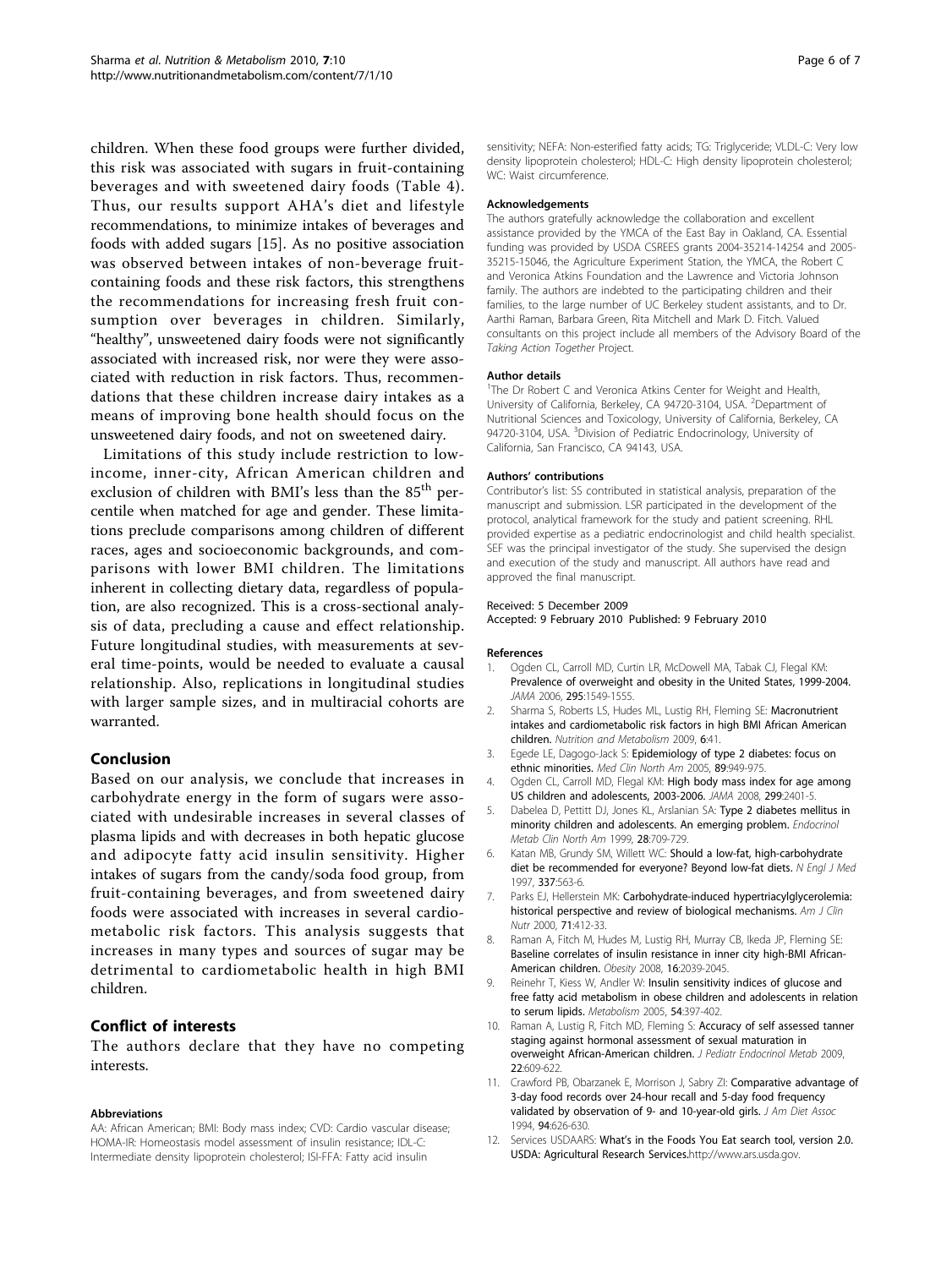children. When these food groups were further divided, this risk was associated with sugars in fruit-containing beverages and with sweetened dairy foods (Table 4). Thus, our results support AHA's diet and lifestyle recommendations, to minimize intakes of beverages and foods with added sugars [15]. As no positive association was observed between intakes of non-beverage fruit-containing foods and these risk factors, this strengthens the recommendations for increasing fresh fruit consumption over beverages in children. Similarly, "healthy", unsweetened dairy foods were not significantly associated with increased risk, nor were they were associated with reduction in risk factors. Thus, recommendations that these children increase dairy intakes as a means of improving bone health should focus on the unsweetened dairy foods, and not on sweetened dairy.

Limitations of this study include restriction to low-income, inner-city, African American children and exclusion of children with BMI's less than the $85^{th}$ percentile when matched for age and gender. These limitations preclude comparisons among children of different races, ages and socioeconomic backgrounds, and comparisons with lower BMI children. The limitations inherent in collecting dietary data, regardless of population, are also recognized. This is a cross-sectional analysis of data, precluding a cause and effect relationship. Future longitudinal studies, with measurements at several time-points, would be needed to evaluate a causal relationship. Also, replications in longitudinal studies with larger sample sizes, and in multiracial cohorts are warranted.

## Conclusion

Based on our analysis, we conclude that increases in carbohydrate energy in the form of sugars were associated with undesirable increases in several classes of plasma lipids and with decreases in both hepatic glucose and adipocyte fatty acid insulin sensitivity. Higher intakes of sugars from the candy/soda food group, from fruit-containing beverages, and from sweetened dairy foods were associated with increases in several cardiometabolic risk factors. This analysis suggests that increases in many types and sources of sugar may be detrimental to cardiometabolic health in high BMI children.

## Conflict of interests

The authors declare that they have no competing interests.

#### Abbreviations

AA: African American; BMI: Body mass index; CVD: Cardio vascular disease; HOMA-IR: Homeostasis model assessment of insulin resistance; IDL-C: Intermediate density lipoprotein cholesterol; ISI-FFA: Fatty acid insulin sensitivity; NEFA: Non-esterified fatty acids; TG: Triglyceride; VLDL-C: Very low density lipoprotein cholesterol; HDL-C: High density lipoprotein cholesterol; WC: Waist circumference.

#### Acknowledgements

The authors gratefully acknowledge the collaboration and excellent assistance provided by the YMCA of the East Bay in Oakland, CA. Essential funding was provided by USDA CSREES grants 2004-35214-14254 and 2005-35215-15046, the Agriculture Experiment Station, the YMCA, the Robert C and Veronica Atkins Foundation and the Lawrence and Victoria Johnson family. The authors are indebted to the participating children and their families, to the large number of UC Berkeley student assistants, and to Dr. Aarthi Raman, Barbara Green, Rita Mitchell and Mark D. Fitch. Valued consultants on this project include all members of the Advisory Board of the *Taking Action Together* Project.

#### Author details

[1]The Dr Robert C and Veronica Atkins Center for Weight and Health, University of California, Berkeley, CA 94720-3104, USA. [2]Department of Nutritional Sciences and Toxicology, University of California, Berkeley, CA 94720-3104, USA. [3]Division of Pediatric Endocrinology, University of California, San Francisco, CA 94143, USA.

#### Authors' contributions

Contributor's list: SS contributed in statistical analysis, preparation of the manuscript and submission. LSR participated in the development of the protocol, analytical framework for the study and patient screening. RHL provided expertise as a pediatric endocrinologist and child health specialist. SEF was the principal investigator of the study. She supervised the design and execution of the study and manuscript. All authors have read and approved the final manuscript.

Received: 5 December 2009
Accepted: 9 February 2010 Published: 9 February 2010

#### References

1. Ogden CL, Carroll MD, Curtin LR, McDowell MA, Tabak CJ, Flegal KM: **Prevalence of overweight and obesity in the United States, 1999-2004.** *JAMA* 2006, **295**:1549-1555.
2. Sharma S, Roberts LS, Hudes ML, Lustig RH, Fleming SE: **Macronutrient intakes and cardiometabolic risk factors in high BMI African American children.** *Nutrition and Metabolism* 2009, **6**:41.
3. Egede LE, Dagogo-Jack S: **Epidemiology of type 2 diabetes: focus on ethnic minorities.** *Med Clin North Am* 2005, **89**:949-975.
4. Ogden CL, Carroll MD, Flegal KM: **High body mass index for age among US children and adolescents, 2003-2006.** *JAMA* 2008, **299**:2401-5.
5. Dabelea D, Pettitt DJ, Jones KL, Arslanian SA: **Type 2 diabetes mellitus in minority children and adolescents. An emerging problem.** *Endocrinol Metab Clin North Am* 1999, **28**:709-729.
6. Katan MB, Grundy SM, Willett WC: **Should a low-fat, high-carbohydrate diet be recommended for everyone? Beyond low-fat diets.** *N Engl J Med* 1997, **337**:563-6.
7. Parks EJ, Hellerstein MK: **Carbohydrate-induced hypertriacylglycerolemia: historical perspective and review of biological mechanisms.** *Am J Clin Nutr* 2000, **71**:412-33.
8. Raman A, Fitch M, Hudes M, Lustig RH, Murray CB, Ikeda JP, Fleming SE: **Baseline correlates of insulin resistance in inner city high-BMI African-American children.** *Obesity* 2008, **16**:2039-2045.
9. Reinehr T, Kiess W, Andler W: **Insulin sensitivity indices of glucose and free fatty acid metabolism in obese children and adolescents in relation to serum lipids.** *Metabolism* 2005, **54**:397-402.
10. Raman A, Lustig R, Fitch MD, Fleming S: **Accuracy of self assessed tanner staging against hormonal assessment of sexual maturation in overweight African-American children.** *J Pediatr Endocrinol Metab* 2009, **22**:609-622.
11. Crawford PB, Obarzanek E, Morrison J, Sabry ZI: **Comparative advantage of 3-day food records over 24-hour recall and 5-day food frequency validated by observation of 9- and 10-year-old girls.** *J Am Diet Assoc* 1994, **94**:626-630.
12. Services USDAARS: **What's in the Foods You Eat search tool, version 2.0. USDA: Agricultural Research Services.**http://www.ars.usda.gov.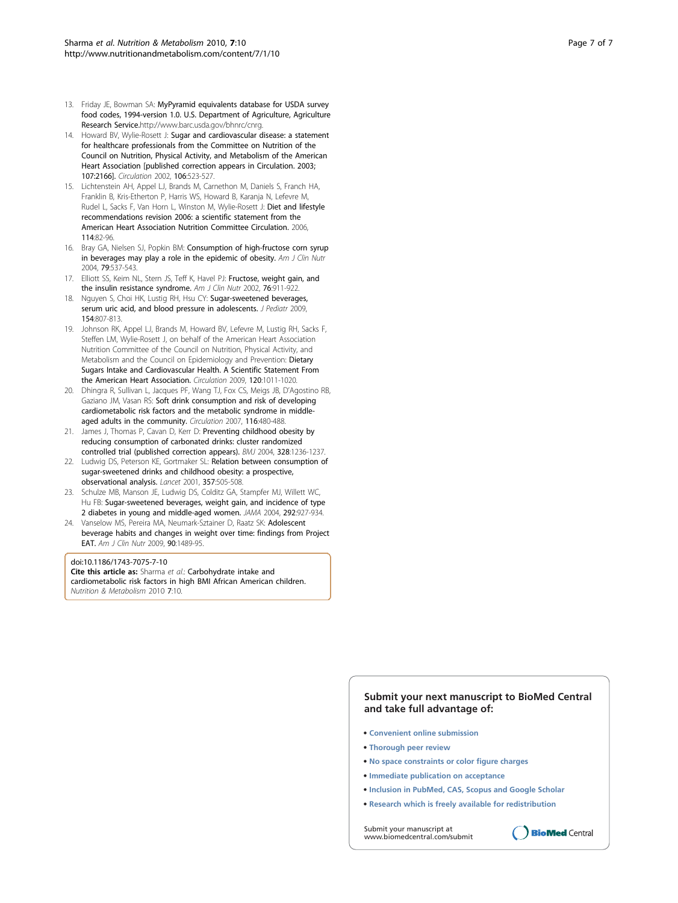13. Friday JE, Bowman SA: MyPyramid equivalents database for USDA survey food codes, 1994-version 1.0. U.S. Department of Agriculture, Agriculture Research Service.http://www.barc.usda.gov/bhnrc/cnrg.
14. Howard BV, Wylie-Rosett J: Sugar and cardiovascular disease: a statement for healthcare professionals from the Committee on Nutrition of the Council on Nutrition, Physical Activity, and Metabolism of the American Heart Association [published correction appears in Circulation. 2003; 107:2166]. *Circulation* 2002, **106**:523-527.
15. Lichtenstein AH, Appel LJ, Brands M, Carnethon M, Daniels S, Franch HA, Franklin B, Kris-Etherton P, Harris WS, Howard B, Karanja N, Lefevre M, Rudel L, Sacks F, Van Horn L, Winston M, Wylie-Rosett J: Diet and lifestyle recommendations revision 2006: a scientific statement from the American Heart Association Nutrition Committee Circulation. 2006, **114**:82-96.
16. Bray GA, Nielsen SJ, Popkin BM: Consumption of high-fructose corn syrup in beverages may play a role in the epidemic of obesity. *Am J Clin Nutr* 2004, **79**:537-543.
17. Elliott SS, Keim NL, Stern JS, Teff K, Havel PJ: Fructose, weight gain, and the insulin resistance syndrome. *Am J Clin Nutr* 2002, **76**:911-922.
18. Nguyen S, Choi HK, Lustig RH, Hsu CY: Sugar-sweetened beverages, serum uric acid, and blood pressure in adolescents. *J Pediatr* 2009, **154**:807-813.
19. Johnson RK, Appel LJ, Brands M, Howard BV, Lefevre M, Lustig RH, Sacks F, Steffen LM, Wylie-Rosett J, on behalf of the American Heart Association Nutrition Committee of the Council on Nutrition, Physical Activity, and Metabolism and the Council on Epidemiology and Prevention: Dietary Sugars Intake and Cardiovascular Health. A Scientific Statement From the American Heart Association. *Circulation* 2009, **120**:1011-1020.
20. Dhingra R, Sullivan L, Jacques PF, Wang TJ, Fox CS, Meigs JB, D'Agostino RB, Gaziano JM, Vasan RS: Soft drink consumption and risk of developing cardiometabolic risk factors and the metabolic syndrome in middle-aged adults in the community. *Circulation* 2007, **116**:480-488.
21. James J, Thomas P, Cavan D, Kerr D: Preventing childhood obesity by reducing consumption of carbonated drinks: cluster randomized controlled trial (published correction appears). *BMJ* 2004, **328**:1236-1237.
22. Ludwig DS, Peterson KE, Gortmaker SL: Relation between consumption of sugar-sweetened drinks and childhood obesity: a prospective, observational analysis. *Lancet* 2001, **357**:505-508.
23. Schulze MB, Manson JE, Ludwig DS, Colditz GA, Stampfer MJ, Willett WC, Hu FB: Sugar-sweetened beverages, weight gain, and incidence of type 2 diabetes in young and middle-aged women. *JAMA* 2004, **292**:927-934.
24. Vanselow MS, Pereira MA, Neumark-Sztainer D, Raatz SK: Adolescent beverage habits and changes in weight over time: findings from Project EAT. *Am J Clin Nutr* 2009, **90**:1489-95.

doi:10.1186/1743-7075-7-10
**Cite this article as:** Sharma *et al.*: Carbohydrate intake and cardiometabolic risk factors in high BMI African American children. *Nutrition & Metabolism* 2010 **7**:10.

**Submit your next manuscript to BioMed Central and take full advantage of:**

- Convenient online submission
- Thorough peer review
- No space constraints or color figure charges
- Immediate publication on acceptance
- Inclusion in PubMed, CAS, Scopus and Google Scholar
- Research which is freely available for redistribution

Submit your manuscript at
www.biomedcentral.com/submit

BioMed Central